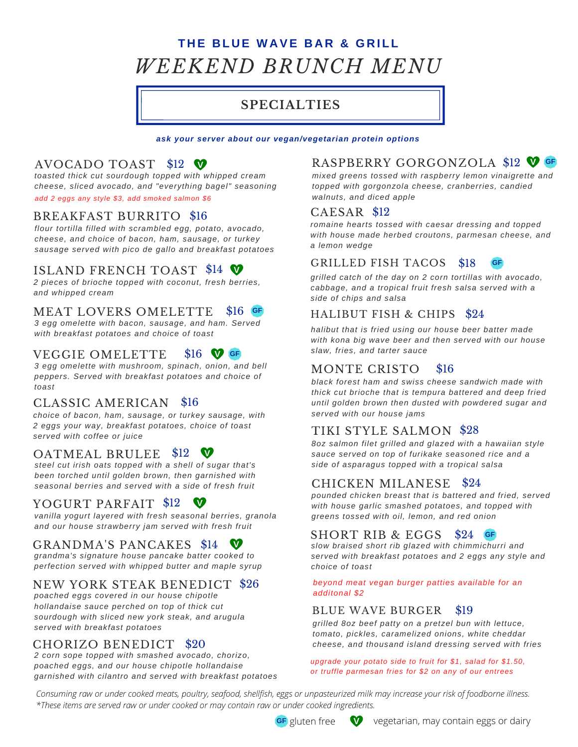### THE BLUE WAVE BAR & GRILL

# *WEEKEND BRUNCH MENU*

## SPECIALTIES

***ask your server about our vegan/vegetarian protein options***

### AVOCADO TOAST $12 V

*toasted thick cut sourdough topped with whipped cream cheese, sliced avocado, and "everything bagel" seasoning*

*add 2 eggs any style $3, add smoked salmon $6*

### BREAKFAST BURRITO $16

*flour tortilla filled with scrambled egg, potato, avocado, cheese, and choice of bacon, ham, sausage, or turkey sausage served with pico de gallo and breakfast potatoes*

### ISLAND FRENCH TOAST $14 V

*2 pieces of brioche topped with coconut, fresh berries, and whipped cream*

### MEAT LOVERS OMELETTE $16 GF

*3 egg omelette with bacon, sausage, and ham. Served with breakfast potatoes and choice of toast*

### VEGGIE OMELETTE $16 V GF

*3 egg omelette with mushroom, spinach, onion, and bell peppers. Served with breakfast potatoes and choice of toast*

### CLASSIC AMERICAN $16

*choice of bacon, ham, sausage, or turkey sausage, with 2 eggs your way, breakfast potatoes, choice of toast served with coffee or juice*

### OATMEAL BRULEE $12 V

*steel cut irish oats topped with a shell of sugar that's been torched until golden brown, then garnished with seasonal berries and served with a side of fresh fruit*

### YOGURT PARFAIT $12 V

*vanilla yogurt layered with fresh seasonal berries, granola and our house strawberry jam served with fresh fruit*

### GRANDMA'S PANCAKES $14 V

*grandma's signature house pancake batter cooked to perfection served with whipped butter and maple syrup*

### NEW YORK STEAK BENEDICT $26

*poached eggs covered in our house chipotle hollandaise sauce perched on top of thick cut sourdough with sliced new york steak, and arugula served with breakfast potatoes*

### CHORIZO BENEDICT $20

*2 corn sope topped with smashed avocado, chorizo, poached eggs, and our house chipotle hollandaise garnished with cilantro and served with breakfast potatoes*

### RASPBERRY GORGONZOLA $12 V GF

*mixed greens tossed with raspberry lemon vinaigrette and topped with gorgonzola cheese, cranberries, candied walnuts, and diced apple*

### CAESAR $12

*romaine hearts tossed with caesar dressing and topped with house made herbed croutons, parmesan cheese, and a lemon wedge*

### GRILLED FISH TACOS $18 GF

*grilled catch of the day on 2 corn tortillas with avocado, cabbage, and a tropical fruit fresh salsa served with a side of chips and salsa*

### HALIBUT FISH & CHIPS $24

*halibut that is fried using our house beer batter made with kona big wave beer and then served with our house slaw, fries, and tartar sauce*

### MONTE CRISTO $16

*black forest ham and swiss cheese sandwich made with thick cut brioche that is tempura battered and deep fried until golden brown then dusted with powdered sugar and served with our house jams*

### TIKI STYLE SALMON $28

*8oz salmon filet grilled and glazed with a hawaiian style sauce served on top of furikake seasoned rice and a side of asparagus topped with a tropical salsa*

### CHICKEN MILANESE $24

*pounded chicken breast that is battered and fried, served with house garlic smashed potatoes, and topped with greens tossed with oil, lemon, and red onion*

### SHORT RIB & EGGS $24 GF

*slow braised short rib glazed with chimmichurri and served with breakfast potatoes and 2 eggs any style and choice of toast*

*beyond meat vegan burger patties available for an additonal $2*

### BLUE WAVE BURGER $19

*grilled 8oz beef patty on a pretzel bun with lettuce, tomato, pickles, caramelized onions, white cheddar cheese, and thousand island dressing served with fries*

*upgrade your potato side to fruit for $1, salad for $1.50, or truffle parmesan fries for $2 on any of our entrees*

*Consuming raw or under cooked meats, poultry, seafood, shellfish, eggs or unpasteurized milk may increase your risk of foodborne illness.*
*\*These items are served raw or under cooked or may contain raw or under cooked ingredients.*

GF gluten free — V vegetarian, may contain eggs or dairy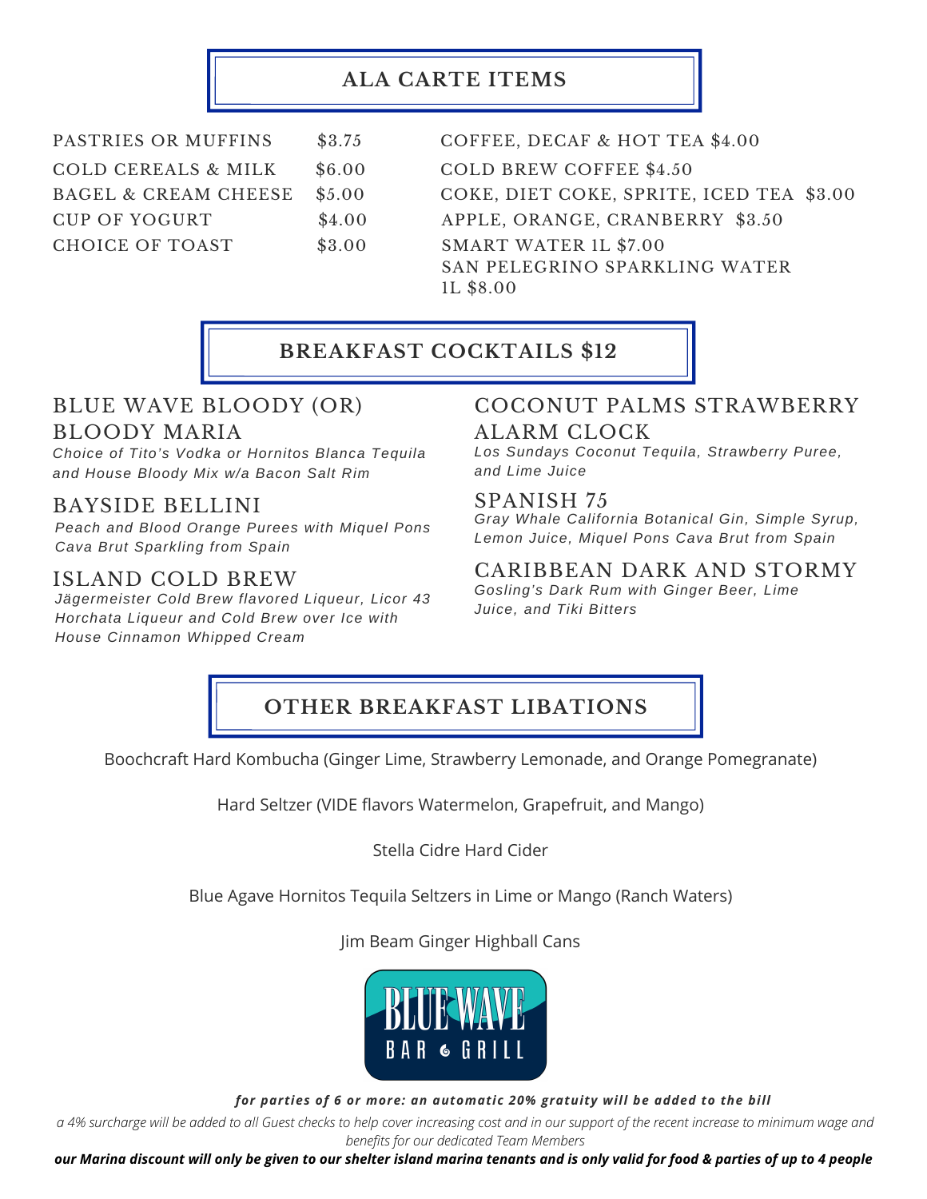## ALA CARTE ITEMS

| | | | |
|---|---|---|---|
| PASTRIES OR MUFFINS | $3.75 | COFFEE, DECAF & HOT TEA | $4.00 |
| COLD CEREALS & MILK | $6.00 | COLD BREW COFFEE | $4.50 |
| BAGEL & CREAM CHEESE | $5.00 | COKE, DIET COKE, SPRITE, ICED TEA | $3.00 |
| CUP OF YOGURT | $4.00 | APPLE, ORANGE, CRANBERRY | $3.50 |
| CHOICE OF TOAST | $3.00 | SMART WATER 1L | $7.00 |
| | | SAN PELEGRINO SPARKLING WATER 1L | $8.00 |

## BREAKFAST COCKTAILS $12

### BLUE WAVE BLOODY (OR) BLOODY MARIA

*Choice of Tito's Vodka or Hornitos Blanca Tequila and House Bloody Mix w/a Bacon Salt Rim*

### BAYSIDE BELLINI

*Peach and Blood Orange Purees with Miquel Pons Cava Brut Sparkling from Spain*

### ISLAND COLD BREW

*Jägermeister Cold Brew flavored Liqueur, Licor 43 Horchata Liqueur and Cold Brew over Ice with House Cinnamon Whipped Cream*

### COCONUT PALMS STRAWBERRY ALARM CLOCK

*Los Sundays Coconut Tequila, Strawberry Puree, and Lime Juice*

### SPANISH 75

*Gray Whale California Botanical Gin, Simple Syrup, Lemon Juice, Miquel Pons Cava Brut from Spain*

### CARIBBEAN DARK AND STORMY

*Gosling's Dark Rum with Ginger Beer, Lime Juice, and Tiki Bitters*

## OTHER BREAKFAST LIBATIONS

Boochcraft Hard Kombucha (Ginger Lime, Strawberry Lemonade, and Orange Pomegranate)

Hard Seltzer (VIDE flavors Watermelon, Grapefruit, and Mango)

Stella Cidre Hard Cider

Blue Agave Hornitos Tequila Seltzers in Lime or Mango (Ranch Waters)

Jim Beam Ginger Highball Cans

BLUE WAVE BAR & GRILL

***for parties of 6 or more: an automatic 20% gratuity will be added to the bill***

*a 4% surcharge will be added to all Guest checks to help cover increasing cost and in our support of the recent increase to minimum wage and benefits for our dedicated Team Members*

***our Marina discount will only be given to our shelter island marina tenants and is only valid for food & parties of up to 4 people***